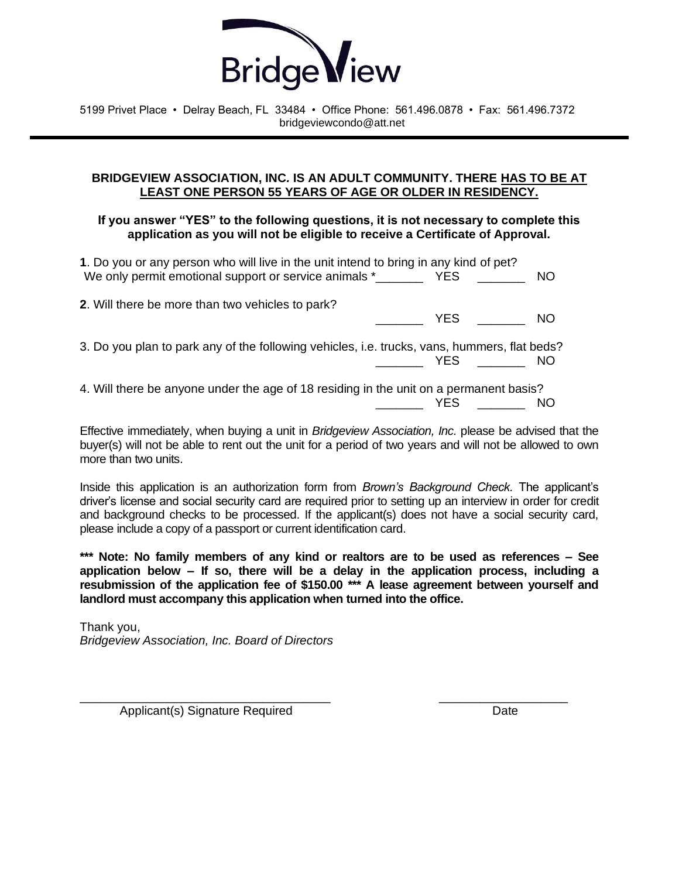# BridgeView

5199 Privet Place • Delray Beach, FL 33484 • Office Phone: 561.496.0878 • Fax: 561.496.7372
bridgeviewcondo@att.net

---

**BRIDGEVIEW ASSOCIATION, INC. IS AN ADULT COMMUNITY. THERE <u>HAS TO BE AT LEAST ONE PERSON 55 YEARS OF AGE OR OLDER IN RESIDENCY.</u>**

**If you answer "YES" to the following questions, it is not necessary to complete this application as you will not be eligible to receive a Certificate of Approval.**

**1**. Do you or any person who will live in the unit intend to bring in any kind of pet?
We only permit emotional support or service animals *_______ YES _______ NO

**2**. Will there be more than two vehicles to park?
_______ YES _______ NO

3. Do you plan to park any of the following vehicles, i.e. trucks, vans, hummers, flat beds?
_______ YES _______ NO

4. Will there be anyone under the age of 18 residing in the unit on a permanent basis?
_______ YES _______ NO

Effective immediately, when buying a unit in *Bridgeview Association, Inc.* please be advised that the buyer(s) will not be able to rent out the unit for a period of two years and will not be allowed to own more than two units.

Inside this application is an authorization form from *Brown's Background Check.* The applicant's driver's license and social security card are required prior to setting up an interview in order for credit and background checks to be processed. If the applicant(s) does not have a social security card, please include a copy of a passport or current identification card.

**\*\*\* Note: No family members of any kind or realtors are to be used as references – See application below – If so, there will be a delay in the application process, including a resubmission of the application fee of $150.00 \*\*\* A lease agreement between yourself and landlord must accompany this application when turned into the office.**

Thank you,
*Bridgeview Association, Inc. Board of Directors*

_____________________________________ ___________________
Applicant(s) Signature Required Date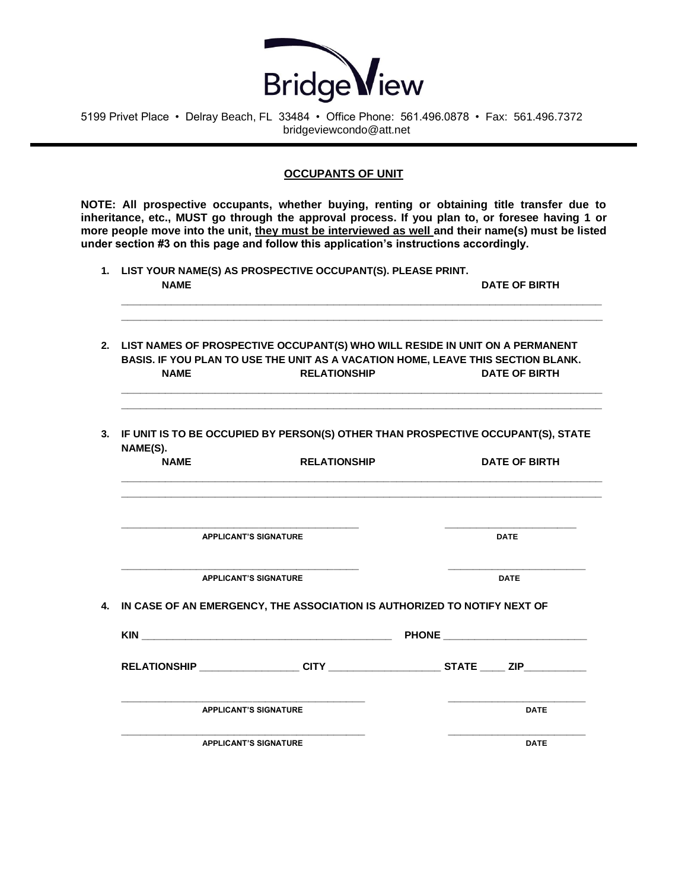BridgeView

5199 Privet Place • Delray Beach, FL 33484 • Office Phone: 561.496.0878 • Fax: 561.496.7372
bridgeviewcondo@att.net

## OCCUPANTS OF UNIT

**NOTE: All prospective occupants, whether buying, renting or obtaining title transfer due to inheritance, etc., MUST go through the approval process. If you plan to, or foresee having 1 or more people move into the unit, they must be interviewed as well and their name(s) must be listed under section #3 on this page and follow this application's instructions accordingly.**

**1. LIST YOUR NAME(S) AS PROSPECTIVE OCCUPANT(S). PLEASE PRINT.**

**NAME** **DATE OF BIRTH**

_______________________________________________________________________________

_______________________________________________________________________________

**2. LIST NAMES OF PROSPECTIVE OCCUPANT(S) WHO WILL RESIDE IN UNIT ON A PERMANENT BASIS. IF YOU PLAN TO USE THE UNIT AS A VACATION HOME, LEAVE THIS SECTION BLANK.**

**NAME** **RELATIONSHIP** **DATE OF BIRTH**

_______________________________________________________________________________

_______________________________________________________________________________

**3. IF UNIT IS TO BE OCCUPIED BY PERSON(S) OTHER THAN PROSPECTIVE OCCUPANT(S), STATE NAME(S).**

**NAME** **RELATIONSHIP** **DATE OF BIRTH**

_______________________________________________________________________________

_______________________________________________________________________________

_________________________________________ ________________________
**APPLICANT'S SIGNATURE** **DATE**

_________________________________________ ________________________
**APPLICANT'S SIGNATURE** **DATE**

**4. IN CASE OF AN EMERGENCY, THE ASSOCIATION IS AUTHORIZED TO NOTIFY NEXT OF**

**KIN** _____________________________________________ **PHONE** _________________________

**RELATIONSHIP** _________________ **CITY** ___________________ **STATE** _____ **ZIP**___________

_________________________________________ ________________________
**APPLICANT'S SIGNATURE** **DATE**

_________________________________________ ________________________
**APPLICANT'S SIGNATURE** **DATE**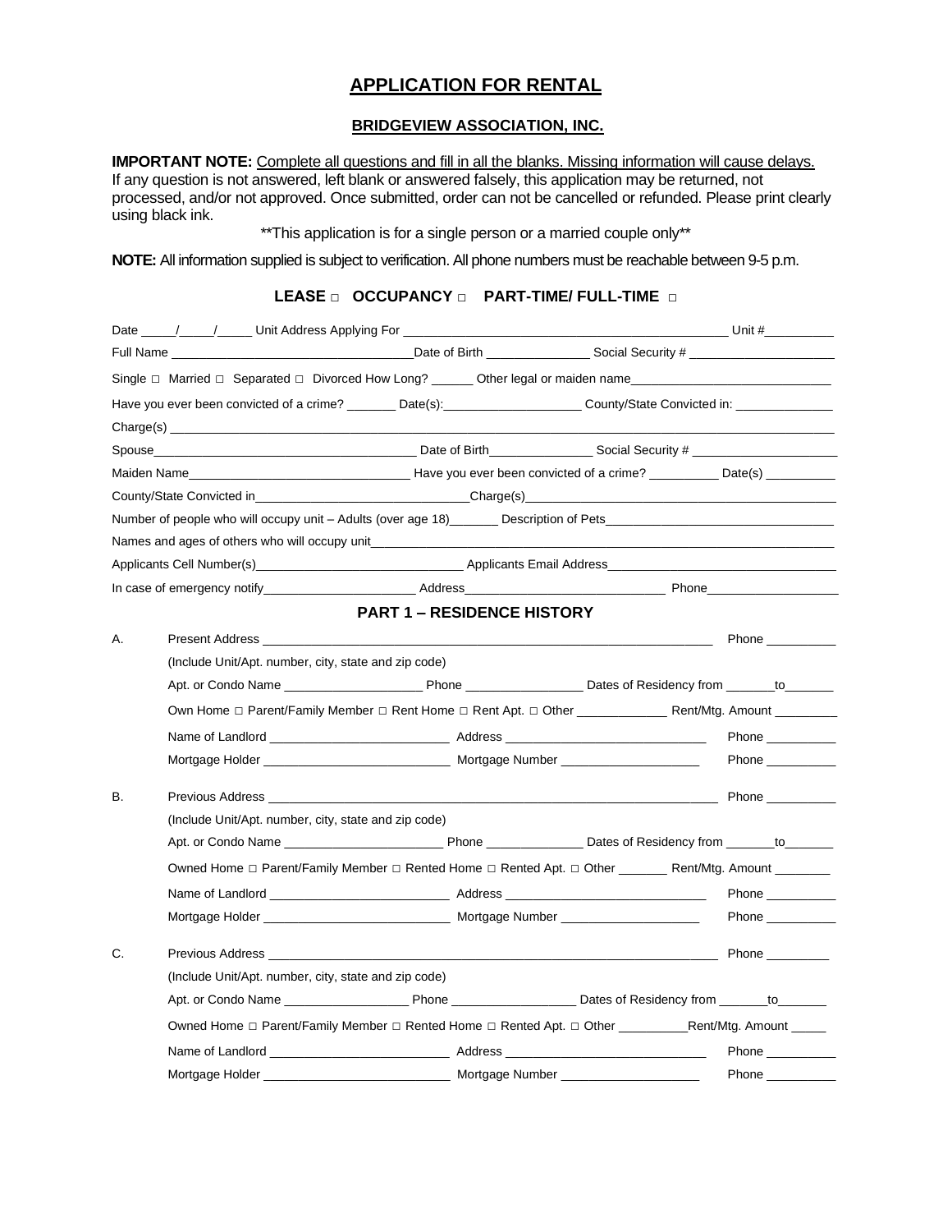# APPLICATION FOR RENTAL

## BRIDGEVIEW ASSOCIATION, INC.

**IMPORTANT NOTE:** Complete all questions and fill in all the blanks. Missing information will cause delays. If any question is not answered, left blank or answered falsely, this application may be returned, not processed, and/or not approved. Once submitted, order can not be cancelled or refunded. Please print clearly using black ink.

**This application is for a single person or a married couple only**

**NOTE:** All information supplied is subject to verification. All phone numbers must be reachable between 9-5 p.m.

**LEASE □ OCCUPANCY □ PART-TIME/ FULL-TIME □**

Date _____/_____/_____ Unit Address Applying For ______________________________________________ Unit #__________

Full Name __________________________________Date of Birth ______________ Social Security # ____________________

Single □ Married □ Separated □ Divorced How Long? ______ Other legal or maiden name____________________________

Have you ever been convicted of a crime? _______ Date(s):___________________ County/State Convicted in: ______________

Charge(s) ______________________________________________________________________________________________

Spouse_____________________________________ Date of Birth______________ Social Security # ____________________

Maiden Name_______________________________ Have you ever been convicted of a crime? __________ Date(s) __________

County/State Convicted in______________________________Charge(s)_____________________________________________

Number of people who will occupy unit – Adults (over age 18)_______ Description of Pets________________________________

Names and ages of others who will occupy unit_________________________________________________________________

Applicants Cell Number(s)_____________________________ Applicants Email Address_______________________________

In case of emergency notify_____________________ Address___________________________ Phone___________________

## PART 1 – RESIDENCE HISTORY

A. Present Address _______________________________________________________________ Phone __________

(Include Unit/Apt. number, city, state and zip code)

Apt. or Condo Name ___________________ Phone ________________ Dates of Residency from _______to_______

Own Home □ Parent/Family Member □ Rent Home □ Rent Apt. □ Other _____________ Rent/Mtg. Amount _________

Name of Landlord _________________________ Address _____________________________ Phone __________

Mortgage Holder __________________________ Mortgage Number ____________________ Phone __________

B. Previous Address _______________________________________________________________ Phone __________

(Include Unit/Apt. number, city, state and zip code)

Apt. or Condo Name ______________________ Phone ______________ Dates of Residency from _______to_______

Owned Home □ Parent/Family Member □ Rented Home □ Rented Apt. □ Other _______ Rent/Mtg. Amount ________

Name of Landlord _________________________ Address _____________________________ Phone __________

Mortgage Holder __________________________ Mortgage Number ____________________ Phone __________

C. Previous Address _______________________________________________________________ Phone _________

(Include Unit/Apt. number, city, state and zip code)

Apt. or Condo Name __________________ Phone _________________ Dates of Residency from _______to_______

Owned Home □ Parent/Family Member □ Rented Home □ Rented Apt. □ Other __________Rent/Mtg. Amount _____

Name of Landlord _________________________ Address _____________________________ Phone __________

Mortgage Holder __________________________ Mortgage Number ____________________ Phone __________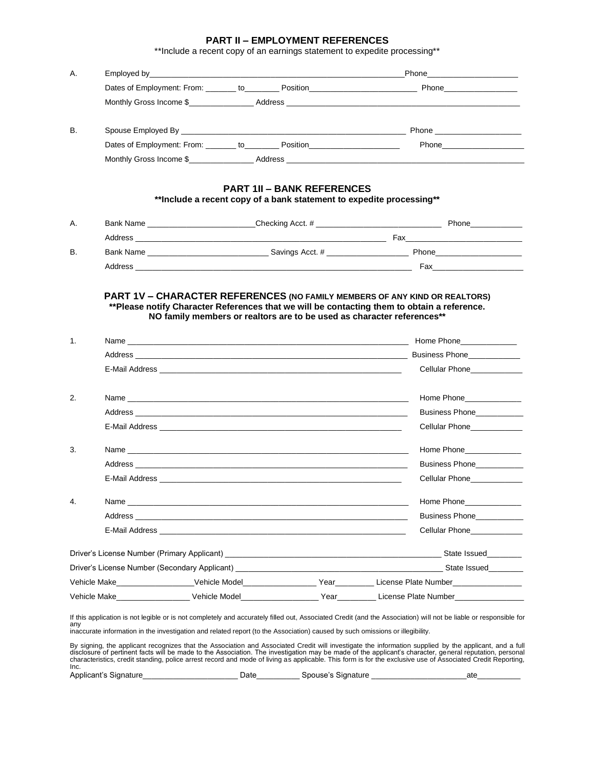## PART II – EMPLOYMENT REFERENCES

**Include a recent copy of an earnings statement to expedite processing**

A. Employed by_______________________________________________________________Phone_____________________

Dates of Employment: From: _______ to________ Position________________________ Phone_________________

Monthly Gross Income $_______________ Address _____________________________________________________

B. Spouse Employed By ____________________________________________________ Phone ____________________

Dates of Employment: From: _______ to________ Position____________________ Phone___________________

Monthly Gross Income $_______________ Address ______________________________________________________

## PART 1II – BANK REFERENCES

****Include a recent copy of a bank statement to expedite processing****

A. Bank Name ________________________Checking Acct. # ____________________________ Phone____________

Address ___________________________________________________________ Fax___________________________

B. Bank Name ___________________________ Savings Acct. # __________________ Phone____________________

Address _________________________________________________________________ Fax____________________

## PART 1V – CHARACTER REFERENCES (NO FAMILY MEMBERS OF ANY KIND OR REALTORS)

****Please notify Character References that we will be contacting them to obtain a reference. NO family members or realtors are to be used as character references****

1. Name ________________________________________________________________ Home Phone_____________

Address ________________________________________________________________ Business Phone____________

E-Mail Address ________________________________________________________ Cellular Phone____________

2. Name ________________________________________________________________ Home Phone_____________

Address ________________________________________________________________ Business Phone___________

E-Mail Address ________________________________________________________ Cellular Phone____________

3. Name ________________________________________________________________ Home Phone_____________

Address ________________________________________________________________ Business Phone___________

E-Mail Address ________________________________________________________ Cellular Phone____________

4. Name ________________________________________________________________ Home Phone_____________

Address ________________________________________________________________ Business Phone___________

E-Mail Address _________________________________________________________ Cellular Phone____________

Driver's License Number (Primary Applicant) ___________________________________________________ State Issued________

Driver's License Number (Secondary Applicant) _________________________________________________ State Issued________

Vehicle Make__________________Vehicle Model_________________ Year_________ License Plate Number________________

Vehicle Make_________________ Vehicle Model__________________ Year_________ License Plate Number________________

If this application is not legible or is not completely and accurately filled out, Associated Credit (and the Association) will not be liable or responsible for any inaccurate information in the investigation and related report (to the Association) caused by such omissions or illegibility.

By signing, the applicant recognizes that the Association and Associated Credit will investigate the information supplied by the applicant, and a full disclosure of pertinent facts will be made to the Association. The investigation may be made of the applicant's character, general reputation, personal characteristics, credit standing, police arrest record and mode of living as applicable. This form is for the exclusive use of Associated Credit Reporting, Inc.

Applicant's Signature______________________ Date__________ Spouse's Signature ______________________ate__________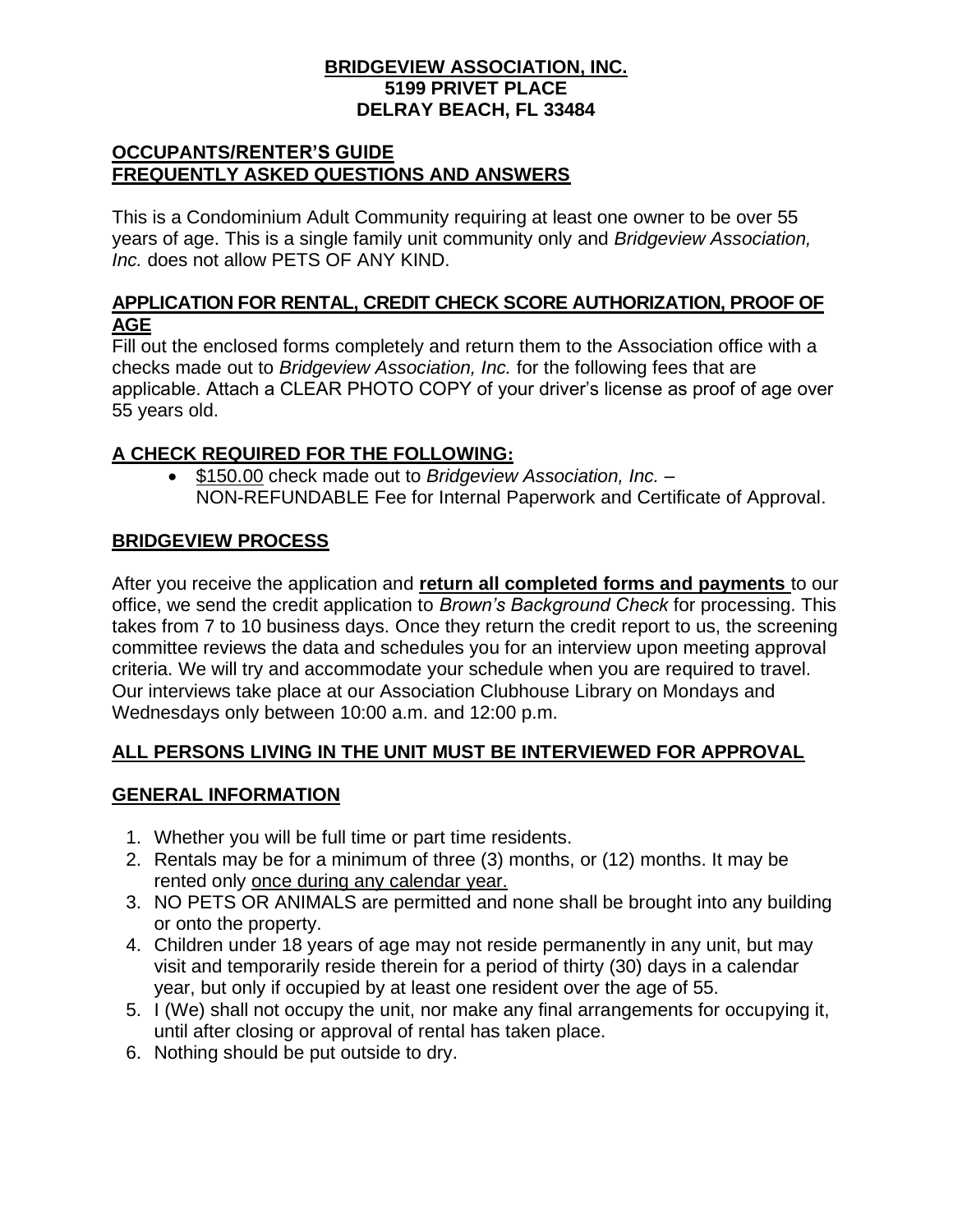**BRIDGEVIEW ASSOCIATION, INC.**
**5199 PRIVET PLACE**
**DELRAY BEACH, FL 33484**

## OCCUPANTS/RENTER'S GUIDE
## FREQUENTLY ASKED QUESTIONS AND ANSWERS

This is a Condominium Adult Community requiring at least one owner to be over 55 years of age. This is a single family unit community only and *Bridgeview Association, Inc.* does not allow PETS OF ANY KIND.

## APPLICATION FOR RENTAL, CREDIT CHECK SCORE AUTHORIZATION, PROOF OF AGE

Fill out the enclosed forms completely and return them to the Association office with a checks made out to *Bridgeview Association, Inc.* for the following fees that are applicable. Attach a CLEAR PHOTO COPY of your driver's license as proof of age over 55 years old.

## A CHECK REQUIRED FOR THE FOLLOWING:

- $150.00 check made out to *Bridgeview Association, Inc.* – NON-REFUNDABLE Fee for Internal Paperwork and Certificate of Approval.

## BRIDGEVIEW PROCESS

After you receive the application and **return all completed forms and payments** to our office, we send the credit application to *Brown's Background Check* for processing. This takes from 7 to 10 business days. Once they return the credit report to us, the screening committee reviews the data and schedules you for an interview upon meeting approval criteria. We will try and accommodate your schedule when you are required to travel. Our interviews take place at our Association Clubhouse Library on Mondays and Wednesdays only between 10:00 a.m. and 12:00 p.m.

## ALL PERSONS LIVING IN THE UNIT MUST BE INTERVIEWED FOR APPROVAL

## GENERAL INFORMATION

1. Whether you will be full time or part time residents.
2. Rentals may be for a minimum of three (3) months, or (12) months. It may be rented only once during any calendar year.
3. NO PETS OR ANIMALS are permitted and none shall be brought into any building or onto the property.
4. Children under 18 years of age may not reside permanently in any unit, but may visit and temporarily reside therein for a period of thirty (30) days in a calendar year, but only if occupied by at least one resident over the age of 55.
5. I (We) shall not occupy the unit, nor make any final arrangements for occupying it, until after closing or approval of rental has taken place.
6. Nothing should be put outside to dry.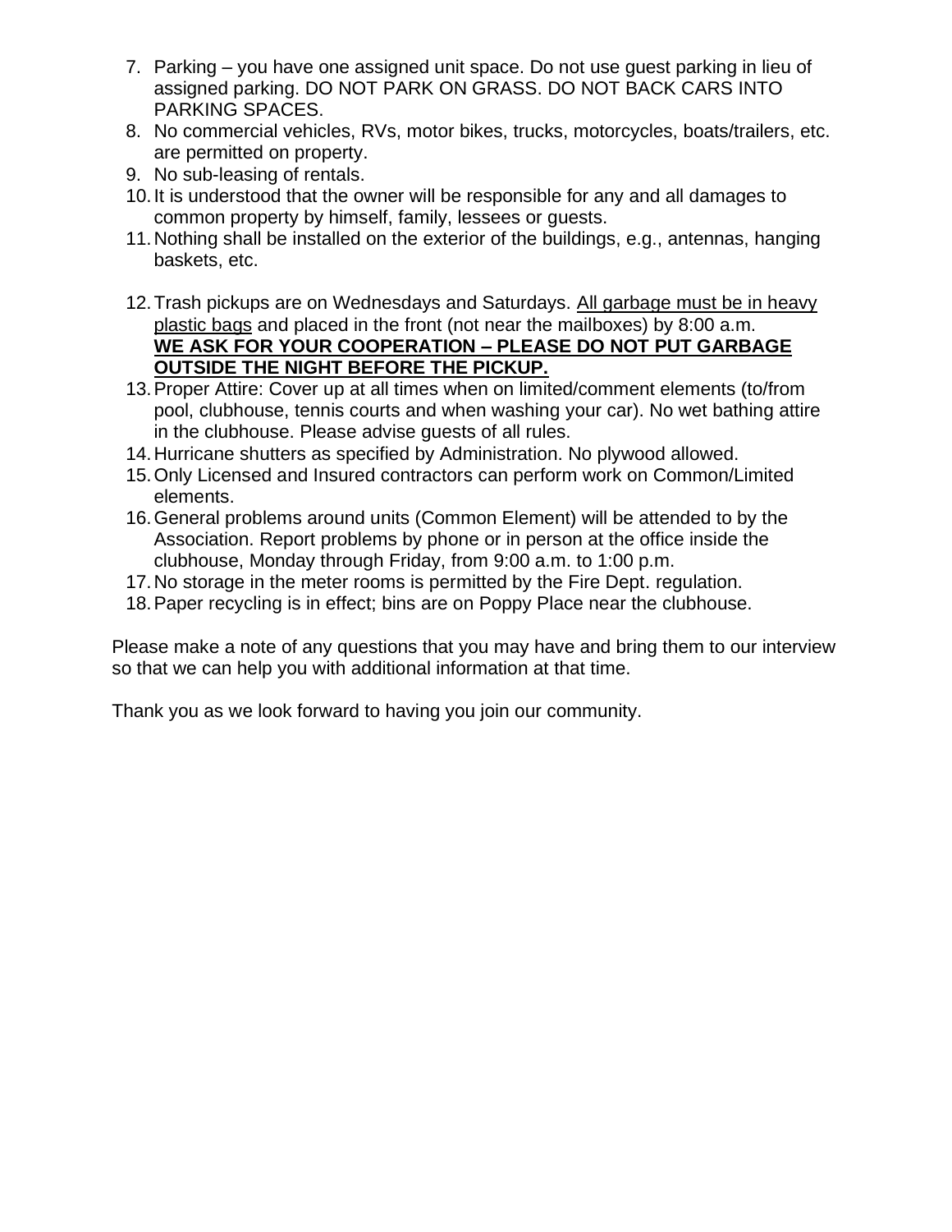7. Parking – you have one assigned unit space. Do not use guest parking in lieu of assigned parking. DO NOT PARK ON GRASS. DO NOT BACK CARS INTO PARKING SPACES.
8. No commercial vehicles, RVs, motor bikes, trucks, motorcycles, boats/trailers, etc. are permitted on property.
9. No sub-leasing of rentals.
10. It is understood that the owner will be responsible for any and all damages to common property by himself, family, lessees or guests.
11. Nothing shall be installed on the exterior of the buildings, e.g., antennas, hanging baskets, etc.
12. Trash pickups are on Wednesdays and Saturdays. <u>All garbage must be in heavy plastic bags</u> and placed in the front (not near the mailboxes) by 8:00 a.m. **<u>WE ASK FOR YOUR COOPERATION – PLEASE DO NOT PUT GARBAGE OUTSIDE THE NIGHT BEFORE THE PICKUP.</u>**
13. Proper Attire: Cover up at all times when on limited/comment elements (to/from pool, clubhouse, tennis courts and when washing your car). No wet bathing attire in the clubhouse. Please advise guests of all rules.
14. Hurricane shutters as specified by Administration. No plywood allowed.
15. Only Licensed and Insured contractors can perform work on Common/Limited elements.
16. General problems around units (Common Element) will be attended to by the Association. Report problems by phone or in person at the office inside the clubhouse, Monday through Friday, from 9:00 a.m. to 1:00 p.m.
17. No storage in the meter rooms is permitted by the Fire Dept. regulation.
18. Paper recycling is in effect; bins are on Poppy Place near the clubhouse.

Please make a note of any questions that you may have and bring them to our interview so that we can help you with additional information at that time.

Thank you as we look forward to having you join our community.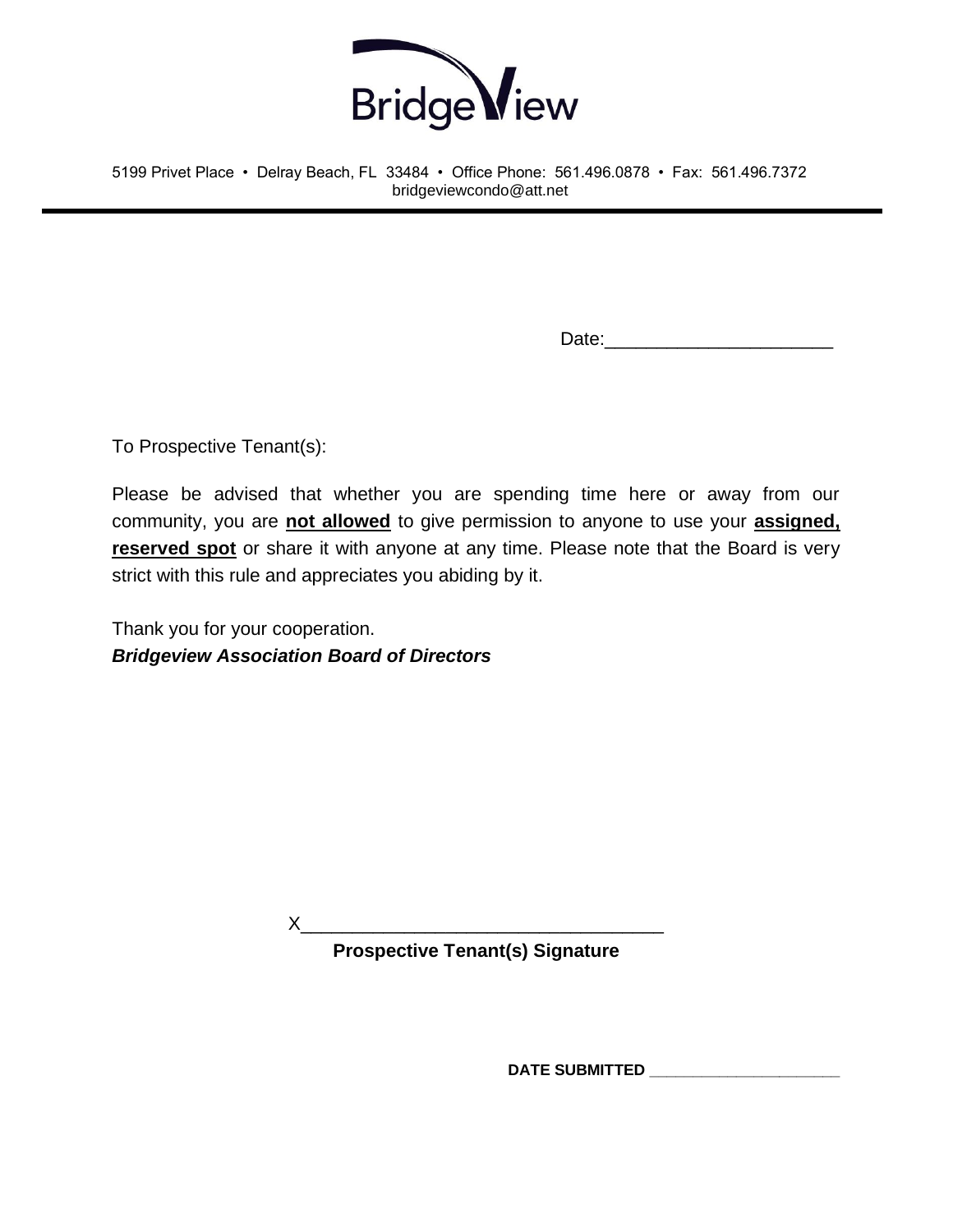BridgeView

5199 Privet Place • Delray Beach, FL 33484 • Office Phone: 561.496.0878 • Fax: 561.496.7372
bridgeviewcondo@att.net

---

Date:______________________

To Prospective Tenant(s):

Please be advised that whether you are spending time here or away from our community, you are **not allowed** to give permission to anyone to use your **assigned, reserved spot** or share it with anyone at any time. Please note that the Board is very strict with this rule and appreciates you abiding by it.

Thank you for your cooperation.
***Bridgeview Association Board of Directors***

X__________________________________
**Prospective Tenant(s) Signature**

**DATE SUBMITTED** ______________________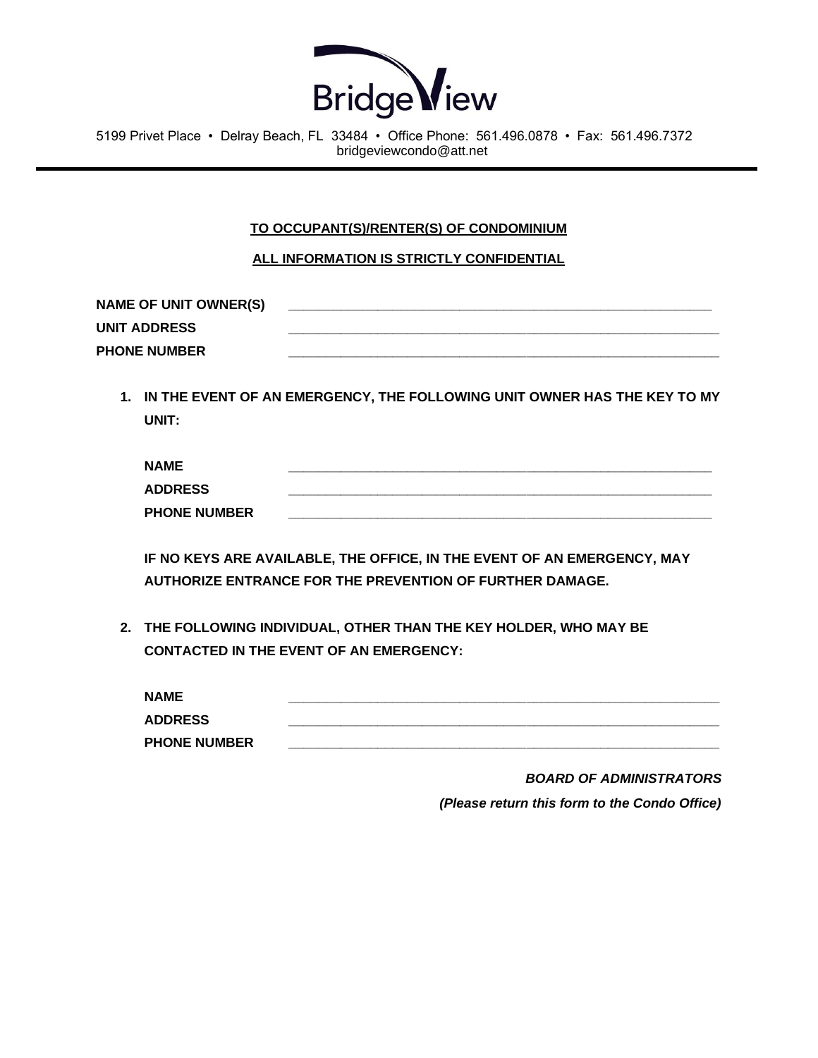BridgeView

5199 Privet Place • Delray Beach, FL 33484 • Office Phone: 561.496.0878 • Fax: 561.496.7372
bridgeviewcondo@att.net

**TO OCCUPANT(S)/RENTER(S) OF CONDOMINIUM**

**ALL INFORMATION IS STRICTLY CONFIDENTIAL**

**NAME OF UNIT OWNER(S)** ____________________________________________

**UNIT ADDRESS** ____________________________________________

**PHONE NUMBER** ____________________________________________

1. **IN THE EVENT OF AN EMERGENCY, THE FOLLOWING UNIT OWNER HAS THE KEY TO MY UNIT:**

   **NAME** ____________________________________________

   **ADDRESS** ____________________________________________

   **PHONE NUMBER** ____________________________________________

   **IF NO KEYS ARE AVAILABLE, THE OFFICE, IN THE EVENT OF AN EMERGENCY, MAY AUTHORIZE ENTRANCE FOR THE PREVENTION OF FURTHER DAMAGE.**

2. **THE FOLLOWING INDIVIDUAL, OTHER THAN THE KEY HOLDER, WHO MAY BE CONTACTED IN THE EVENT OF AN EMERGENCY:**

   **NAME** ____________________________________________

   **ADDRESS** ____________________________________________

   **PHONE NUMBER** ____________________________________________

***BOARD OF ADMINISTRATORS***

***(Please return this form to the Condo Office)***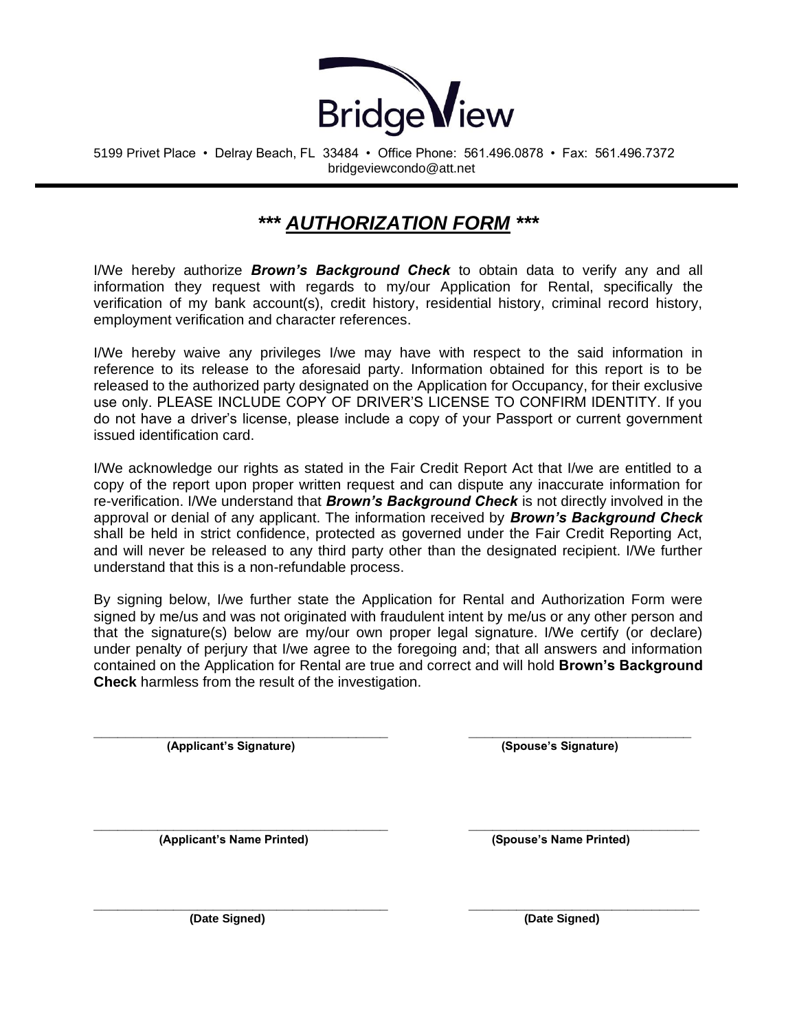BridgeView

5199 Privet Place • Delray Beach, FL 33484 • Office Phone: 561.496.0878 • Fax: 561.496.7372
bridgeviewcondo@att.net

# *** ***AUTHORIZATION FORM*** ***

I/We hereby authorize ***Brown's Background Check*** to obtain data to verify any and all information they request with regards to my/our Application for Rental, specifically the verification of my bank account(s), credit history, residential history, criminal record history, employment verification and character references.

I/We hereby waive any privileges I/we may have with respect to the said information in reference to its release to the aforesaid party. Information obtained for this report is to be released to the authorized party designated on the Application for Occupancy, for their exclusive use only. PLEASE INCLUDE COPY OF DRIVER'S LICENSE TO CONFIRM IDENTITY. If you do not have a driver's license, please include a copy of your Passport or current government issued identification card.

I/We acknowledge our rights as stated in the Fair Credit Report Act that I/we are entitled to a copy of the report upon proper written request and can dispute any inaccurate information for re-verification. I/We understand that ***Brown's Background Check*** is not directly involved in the approval or denial of any applicant. The information received by ***Brown's Background Check*** shall be held in strict confidence, protected as governed under the Fair Credit Reporting Act, and will never be released to any third party other than the designated recipient. I/We further understand that this is a non-refundable process.

By signing below, I/we further state the Application for Rental and Authorization Form were signed by me/us and was not originated with fraudulent intent by me/us or any other person and that the signature(s) below are my/our own proper legal signature. I/We certify (or declare) under penalty of perjury that I/we agree to the foregoing and; that all answers and information contained on the Application for Rental are true and correct and will hold **Brown's Background Check** harmless from the result of the investigation.

| | |
|---|---|
| ______________________________ | ______________________________ |
| **(Applicant's Signature)** | **(Spouse's Signature)** |
| ______________________________ | ______________________________ |
| **(Applicant's Name Printed)** | **(Spouse's Name Printed)** |
| ______________________________ | ______________________________ |
| **(Date Signed)** | **(Date Signed)** |